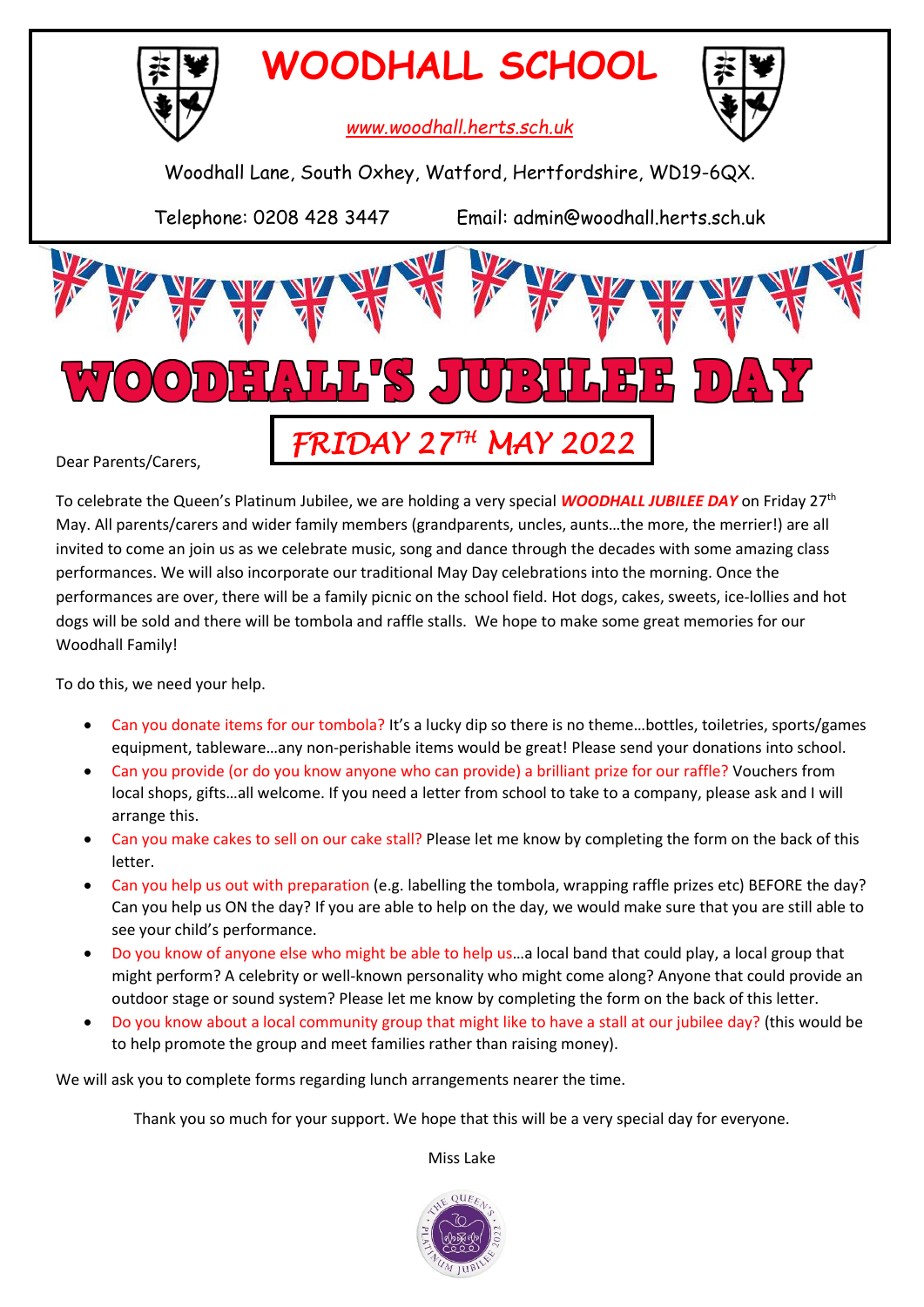# WOODHALL SCHOOL

www.woodhall.herts.sch.uk

Woodhall Lane, South Oxhey, Watford, Hertfordshire, WD19-6QX.

Telephone: 0208 428 3447     Email: admin@woodhall.herts.sch.uk

# WOODHALL'S JUBILEE DAY

## FRIDAY 27TH MAY 2022

Dear Parents/Carers,

To celebrate the Queen's Platinum Jubilee, we are holding a very special ***WOODHALL JUBILEE DAY*** on Friday 27th May. All parents/carers and wider family members (grandparents, uncles, aunts…the more, the merrier!) are all invited to come an join us as we celebrate music, song and dance through the decades with some amazing class performances. We will also incorporate our traditional May Day celebrations into the morning. Once the performances are over, there will be a family picnic on the school field. Hot dogs, cakes, sweets, ice-lollies and hot dogs will be sold and there will be tombola and raffle stalls. We hope to make some great memories for our Woodhall Family!

To do this, we need your help.

- Can you donate items for our tombola? It's a lucky dip so there is no theme…bottles, toiletries, sports/games equipment, tableware…any non-perishable items would be great! Please send your donations into school.
- Can you provide (or do you know anyone who can provide) a brilliant prize for our raffle? Vouchers from local shops, gifts…all welcome. If you need a letter from school to take to a company, please ask and I will arrange this.
- Can you make cakes to sell on our cake stall? Please let me know by completing the form on the back of this letter.
- Can you help us out with preparation (e.g. labelling the tombola, wrapping raffle prizes etc) BEFORE the day? Can you help us ON the day? If you are able to help on the day, we would make sure that you are still able to see your child's performance.
- Do you know of anyone else who might be able to help us…a local band that could play, a local group that might perform? A celebrity or well-known personality who might come along? Anyone that could provide an outdoor stage or sound system? Please let me know by completing the form on the back of this letter.
- Do you know about a local community group that might like to have a stall at our jubilee day? (this would be to help promote the group and meet families rather than raising money).

We will ask you to complete forms regarding lunch arrangements nearer the time.

Thank you so much for your support. We hope that this will be a very special day for everyone.

Miss Lake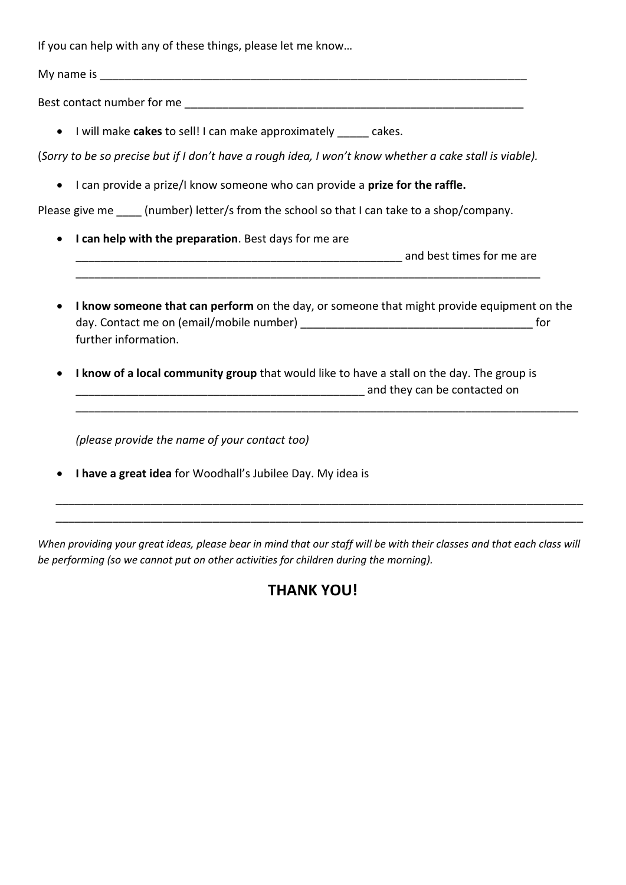If you can help with any of these things, please let me know…

My name is _______________________________________________________________________

Best contact number for me _________________________________________________________

- I will make **cakes** to sell! I can make approximately _____ cakes.

(*Sorry to be so precise but if I don't have a rough idea, I won't know whether a cake stall is viable).*

- I can provide a prize/I know someone who can provide a **prize for the raffle.**

Please give me ____ (number) letter/s from the school so that I can take to a shop/company.

- **I can help with the preparation**. Best days for me are _____________________________________________________ and best times for me are ___________________________________________________________________________

- **I know someone that can perform** on the day, or someone that might provide equipment on the day. Contact me on (email/mobile number) _____________________________________ for further information.

- **I know of a local community group** that would like to have a stall on the day. The group is _______________________________________________ and they can be contacted on ________________________________________________________________________________

  *(please provide the name of your contact too)*

- **I have a great idea** for Woodhall's Jubilee Day. My idea is

_________________________________________________________________________________________

_________________________________________________________________________________________

*When providing your great ideas, please bear in mind that our staff will be with their classes and that each class will be performing (so we cannot put on other activities for children during the morning).*

## THANK YOU!